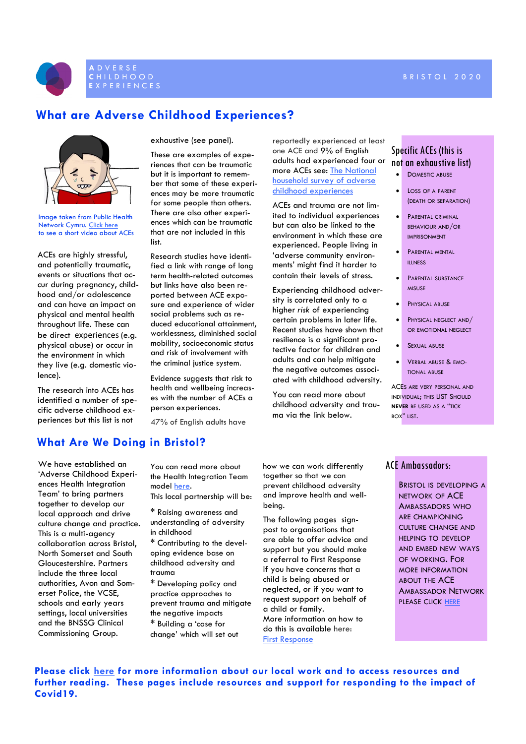ADVERSE CHILDHOOD EXPERIENCES

BRISTOL 2020

# What are Adverse Childhood Experiences?

Image taken from Public Health Network Cymru. Click here to see a short video about ACEs

ACEs are highly stressful, and potentially traumatic, events or situations that occur during pregnancy, childhood and/or adolescence and can have an impact on physical and mental health throughout life. These can be direct experiences (e.g. physical abuse) or occur in the environment in which they live (e.g. domestic violence).

The research into ACEs has identified a number of specific adverse childhood experiences but this list is not exhaustive (see panel).

These are examples of experiences that can be traumatic but it is important to remember that some of these experiences may be more traumatic for some people than others. There are also other experiences which can be traumatic that are not included in this list.

Research studies have identified a link with range of long term health-related outcomes but links have also been reported between ACE exposure and experience of wider social problems such as reduced educational attainment, worklessness, diminished social mobility, socioeconomic status and risk of involvement with the criminal justice system.

Evidence suggests that risk to health and wellbeing increases with the number of ACEs a person experiences.

47% of English adults have reportedly experienced at least one ACE and 9% of English adults had experienced four or more ACEs see: The National household survey of adverse childhood experiences

ACEs and trauma are not limited to individual experiences but can also be linked to the environment in which these are experienced. People living in 'adverse community environments' might find it harder to contain their levels of stress.

Experiencing childhood adversity is correlated only to a higher *risk* of experiencing certain problems in later life. Recent studies have shown that resilience is a significant protective factor for children and adults and can help mitigate the negative outcomes associated with childhood adversity.

You can read more about childhood adversity and trauma via the link below.

## Specific ACEs (this is not an exhaustive list)

- Domestic abuse
- Loss of a parent (death or separation)
- Parental criminal behaviour and/or imprisonment
- Parental mental illness
- Parental substance misuse
- Physical abuse
- Physical neglect and/or emotional neglect
- Sexual abuse
- Verbal abuse & emotional abuse

ACEs are very personal and individual; this list should **never** be used as a "tick box" list.

# What Are We Doing in Bristol?

We have established an 'Adverse Childhood Experiences Health Integration Team' to bring partners together to develop our local approach and drive culture change and practice. This is a multi-agency collaboration across Bristol, North Somerset and South Gloucestershire. Partners include the three local authorities, Avon and Somerset Police, the VCSE, schools and early years settings, local universities and the BNSSG Clinical Commissioning Group.

You can read more about the Health Integration Team model here.

This local partnership will be:

* Raising awareness and understanding of adversity in childhood
* Contributing to the developing evidence base on childhood adversity and trauma
* Developing policy and practice approaches to prevent trauma and mitigate the negative impacts
* Building a 'case for change' which will set out how we can work differently together so that we can prevent childhood adversity and improve health and wellbeing.

The following pages signpost to organisations that are able to offer advice and support but you should make a referral to First Response if you have concerns that a child is being abused or neglected, or if you want to request support on behalf of a child or family.
More information on how to do this is available here: First Response

## ACE Ambassadors:

Bristol is developing a network of ACE Ambassadors who are championing culture change and helping to develop and embed new ways of working. For more information about the ACE Ambassador Network please click HERE

**Please click here for more information about our local work and to access resources and further reading. These pages include resources and support for responding to the impact of Covid19.**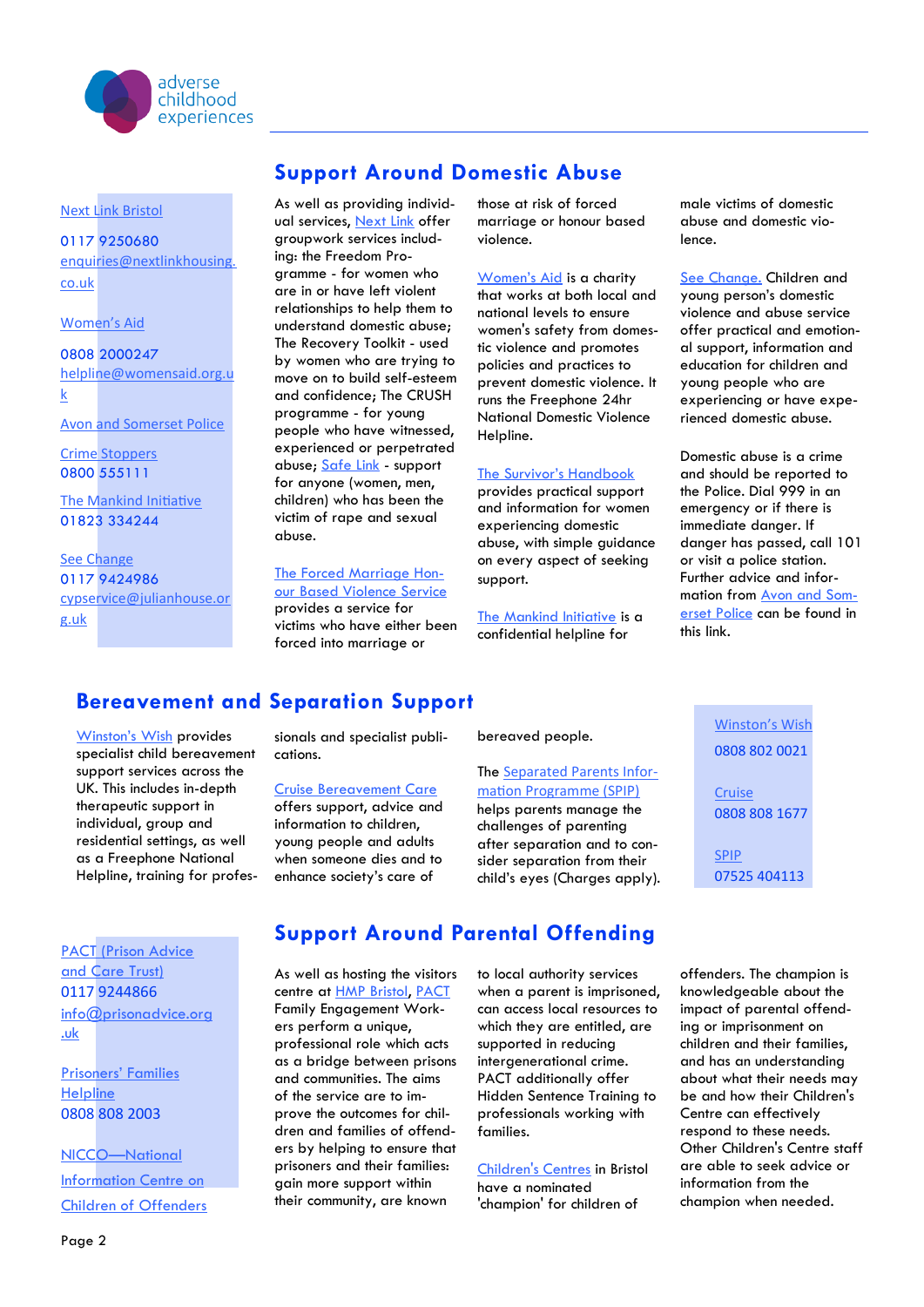## Support Around Domestic Abuse

Next Link Bristol

0117 9250680

enquiries@nextlinkhousing.co.uk

Women's Aid

0808 2000247

helpline@womensaid.org.uk

Avon and Somerset Police

Crime Stoppers

0800 555111

The Mankind Initiative

01823 334244

See Change

0117 9424986

cypservice@julianhouse.org.uk

As well as providing individual services, Next Link offer groupwork services including: the Freedom Programme - for women who are in or have left violent relationships to help them to understand domestic abuse; The Recovery Toolkit - used by women who are trying to move on to build self-esteem and confidence; The CRUSH programme - for young people who have witnessed, experienced or perpetrated abuse; Safe Link - support for anyone (women, men, children) who has been the victim of rape and sexual abuse.

The Forced Marriage Honour Based Violence Service provides a service for victims who have either been forced into marriage or those at risk of forced marriage or honour based violence.

Women's Aid is a charity that works at both local and national levels to ensure women's safety from domestic violence and promotes policies and practices to prevent domestic violence. It runs the Freephone 24hr National Domestic Violence Helpline.

The Survivor's Handbook provides practical support and information for women experiencing domestic abuse, with simple guidance on every aspect of seeking support.

The Mankind Initiative is a confidential helpline for male victims of domestic abuse and domestic violence.

See Change. Children and young person's domestic violence and abuse service offer practical and emotional support, information and education for children and young people who are experiencing or have experienced domestic abuse.

Domestic abuse is a crime and should be reported to the Police. Dial 999 in an emergency or if there is immediate danger. If danger has passed, call 101 or visit a police station. Further advice and information from Avon and Somerset Police can be found in this link.

## Bereavement and Separation Support

Winston's Wish provides specialist child bereavement support services across the UK. This includes in-depth therapeutic support in individual, group and residential settings, as well as a Freephone National Helpline, training for professionals and specialist publications.

Cruise Bereavement Care offers support, advice and information to children, young people and adults when someone dies and to enhance society's care of bereaved people.

The Separated Parents Information Programme (SPIP) helps parents manage the challenges of parenting after separation and to consider separation from their child's eyes (Charges apply).

Winston's Wish

0808 802 0021

Cruise

0808 808 1677

SPIP

07525 404113

## Support Around Parental Offending

PACT (Prison Advice and Care Trust)

0117 9244866

info@prisonadvice.org.uk

Prisoners' Families Helpline

0808 808 2003

NICCO—National Information Centre on Children of Offenders

As well as hosting the visitors centre at HMP Bristol, PACT Family Engagement Workers perform a unique, professional role which acts as a bridge between prisons and communities. The aims of the service are to improve the outcomes for children and families of offenders by helping to ensure that prisoners and their families: gain more support within their community, are known to local authority services when a parent is imprisoned, can access local resources to which they are entitled, are supported in reducing intergenerational crime. PACT additionally offer Hidden Sentence Training to professionals working with families.

Children's Centres in Bristol have a nominated 'champion' for children of offenders. The champion is knowledgeable about the impact of parental offending or imprisonment on children and their families, and has an understanding about what their needs may be and how their Children's Centre can effectively respond to these needs. Other Children's Centre staff are able to seek advice or information from the champion when needed.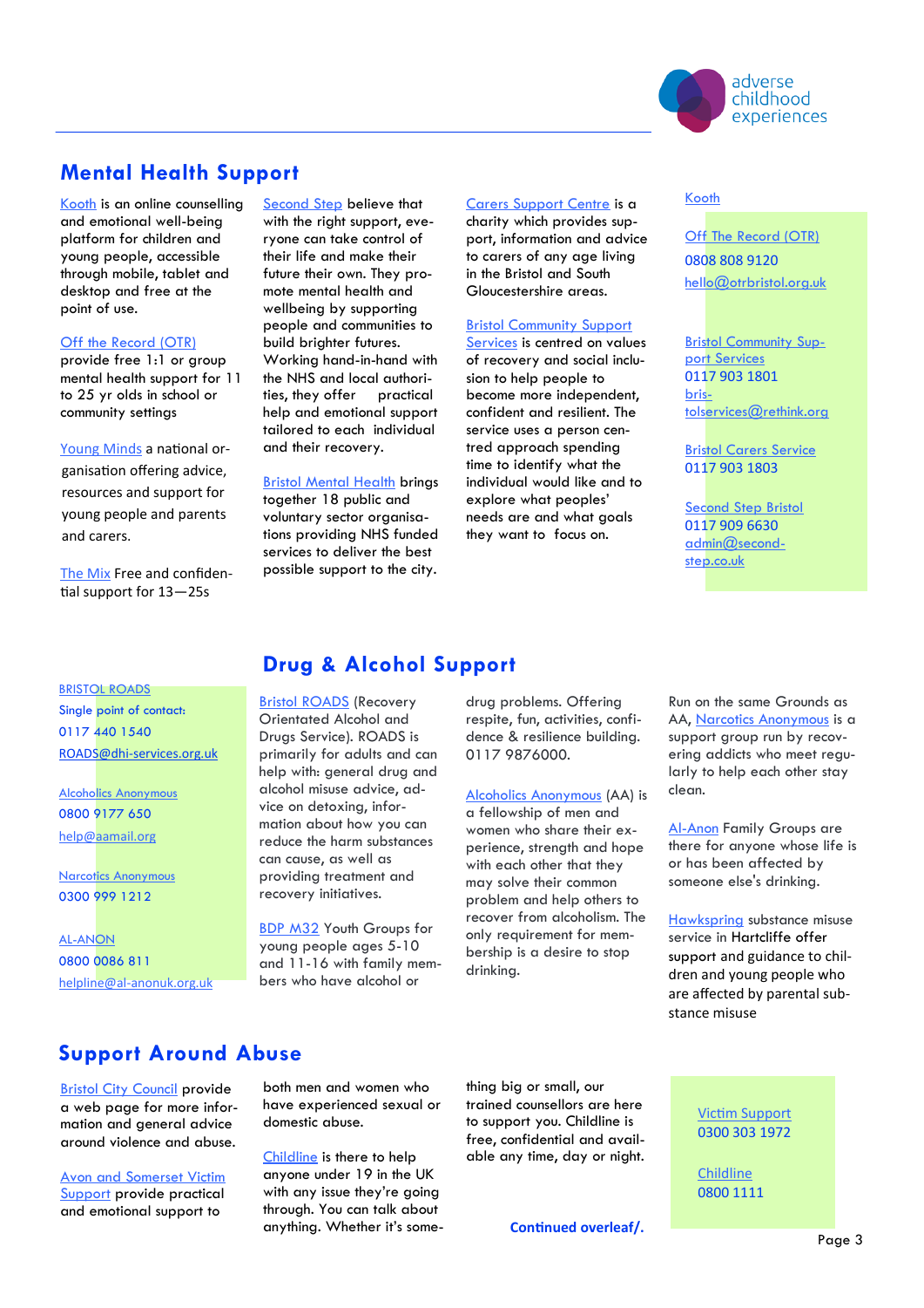## Mental Health Support

Kooth is an online counselling and emotional well-being platform for children and young people, accessible through mobile, tablet and desktop and free at the point of use.

Off the Record (OTR) provide free 1:1 or group mental health support for 11 to 25 yr olds in school or community settings

Young Minds a national organisation offering advice, resources and support for young people and parents and carers.

The Mix Free and confidential support for 13—25s

Second Step believe that with the right support, everyone can take control of their life and make their future their own. They promote mental health and wellbeing by supporting people and communities to build brighter futures. Working hand-in-hand with the NHS and local authorities, they offer practical help and emotional support tailored to each individual and their recovery.

Bristol Mental Health brings together 18 public and voluntary sector organisations providing NHS funded services to deliver the best possible support to the city.

Carers Support Centre is a charity which provides support, information and advice to carers of any age living in the Bristol and South Gloucestershire areas.

Bristol Community Support Services is centred on values of recovery and social inclusion to help people to become more independent, confident and resilient. The service uses a person centred approach spending time to identify what the individual would like and to explore what peoples' needs are and what goals they want to focus on.

Kooth

Off The Record (OTR)
0808 808 9120
hello@otrbristol.org.uk

Bristol Community Support Services
0117 903 1801
bristolservices@rethink.org

Bristol Carers Service
0117 903 1803

Second Step Bristol
0117 909 6630
admin@second-step.co.uk

## Drug & Alcohol Support

BRISTOL ROADS
Single point of contact:
0117 440 1540
ROADS@dhi-services.org.uk

Alcoholics Anonymous
0800 9177 650
help@aamail.org

Narcotics Anonymous
0300 999 1212

AL-ANON
0800 0086 811
helpline@al-anonuk.org.uk

Bristol ROADS (Recovery Orientated Alcohol and Drugs Service). ROADS is primarily for adults and can help with: general drug and alcohol misuse advice, advice on detoxing, information about how you can reduce the harm substances can cause, as well as providing treatment and recovery initiatives.

BDP M32 Youth Groups for young people ages 5-10 and 11-16 with family members who have alcohol or drug problems. Offering respite, fun, activities, confidence & resilience building. 0117 9876000.

Alcoholics Anonymous (AA) is a fellowship of men and women who share their experience, strength and hope with each other that they may solve their common problem and help others to recover from alcoholism. The only requirement for membership is a desire to stop drinking.

Run on the same Grounds as AA, Narcotics Anonymous is a support group run by recovering addicts who meet regularly to help each other stay clean.

Al-Anon Family Groups are there for anyone whose life is or has been affected by someone else's drinking.

Hawkspring substance misuse service in Hartcliffe offer support and guidance to children and young people who are affected by parental substance misuse

## Support Around Abuse

Bristol City Council provide a web page for more information and general advice around violence and abuse.

Avon and Somerset Victim Support provide practical and emotional support to both men and women who have experienced sexual or domestic abuse.

Childline is there to help anyone under 19 in the UK with any issue they're going through. You can talk about anything. Whether it's something big or small, our trained counsellors are here to support you. Childline is free, confidential and available any time, day or night.

Victim Support
0300 303 1972

Childline
0800 1111

**Continued overleaf/.**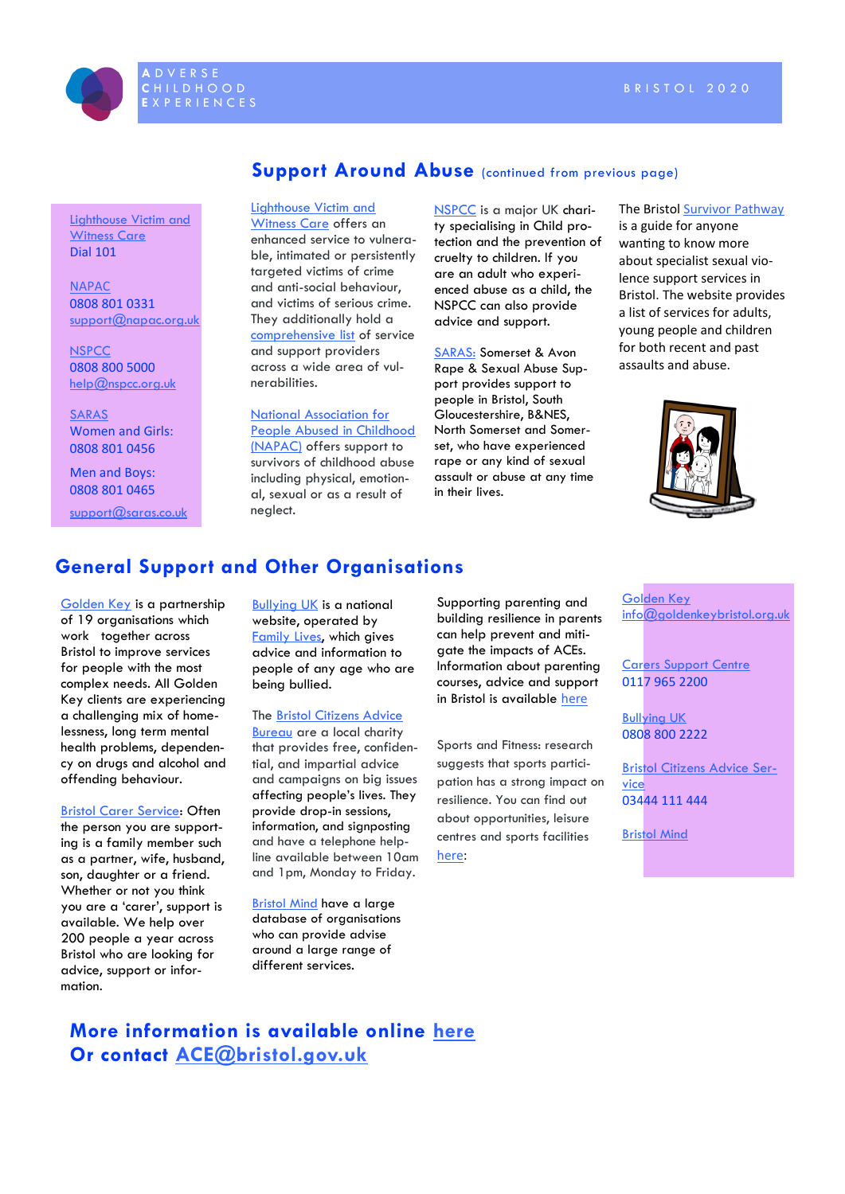## Support Around Abuse (continued from previous page)

Lighthouse Victim and Witness Care
Dial 101

NAPAC
0808 801 0331
support@napac.org.uk

NSPCC
0808 800 5000
help@nspcc.org.uk

SARAS
Women and Girls:
0808 801 0456

Men and Boys:
0808 801 0465

support@saras.co.uk

Lighthouse Victim and Witness Care offers an enhanced service to vulnerable, intimated or persistently targeted victims of crime and anti-social behaviour, and victims of serious crime. They additionally hold a comprehensive list of service and support providers across a wide area of vulnerabilities.

National Association for People Abused in Childhood (NAPAC) offers support to survivors of childhood abuse including physical, emotional, sexual or as a result of neglect.

NSPCC is a major UK charity specialising in Child protection and the prevention of cruelty to children. If you are an adult who experienced abuse as a child, the NSPCC can also provide advice and support.

SARAS: Somerset & Avon Rape & Sexual Abuse Support provides support to people in Bristol, South Gloucestershire, B&NES, North Somerset and Somerset, who have experienced rape or any kind of sexual assault or abuse at any time in their lives.

The Bristol Survivor Pathway is a guide for anyone wanting to know more about specialist sexual violence support services in Bristol. The website provides a list of services for adults, young people and children for both recent and past assaults and abuse.

## General Support and Other Organisations

Golden Key is a partnership of 19 organisations which work together across Bristol to improve services for people with the most complex needs. All Golden Key clients are experiencing a challenging mix of homelessness, long term mental health problems, dependency on drugs and alcohol and offending behaviour.

Bristol Carer Service: Often the person you are supporting is a family member such as a partner, wife, husband, son, daughter or a friend. Whether or not you think you are a 'carer', support is available. We help over 200 people a year across Bristol who are looking for advice, support or information.

Bullying UK is a national website, operated by Family Lives, which gives advice and information to people of any age who are being bullied.

The Bristol Citizens Advice Bureau are a local charity that provides free, confidential, and impartial advice and campaigns on big issues affecting people's lives. They provide drop-in sessions, information, and signposting and have a telephone helpline available between 10am and 1pm, Monday to Friday.

Bristol Mind have a large database of organisations who can provide advise around a large range of different services.

Supporting parenting and building resilience in parents can help prevent and mitigate the impacts of ACEs. Information about parenting courses, advice and support in Bristol is available here

Sports and Fitness: research suggests that sports participation has a strong impact on resilience. You can find out about opportunities, leisure centres and sports facilities here:

Golden Key
info@goldenkeybristol.org.uk

Carers Support Centre
0117 965 2200

Bullying UK
0808 800 2222

Bristol Citizens Advice Service
03444 111 444

Bristol Mind

**More information is available online here**
**Or contact ACE@bristol.gov.uk**